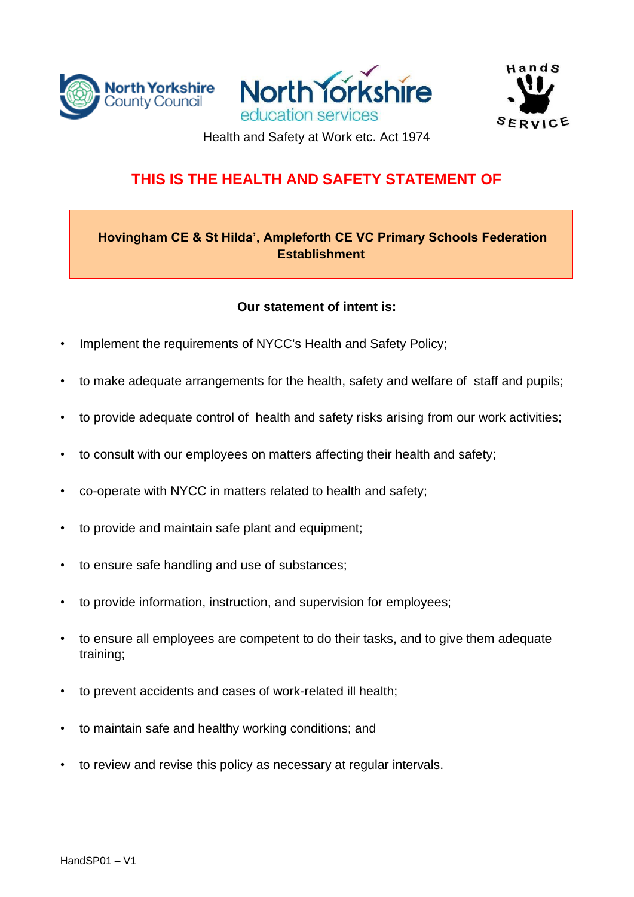Health and Safety at Work etc. Act 1974

# THIS IS THE HEALTH AND SAFETY STATEMENT OF

**Hovingham CE & St Hilda', Ampleforth CE VC Primary Schools Federation Establishment**

**Our statement of intent is:**

- Implement the requirements of NYCC's Health and Safety Policy;
- to make adequate arrangements for the health, safety and welfare of staff and pupils;
- to provide adequate control of health and safety risks arising from our work activities;
- to consult with our employees on matters affecting their health and safety;
- co-operate with NYCC in matters related to health and safety;
- to provide and maintain safe plant and equipment;
- to ensure safe handling and use of substances;
- to provide information, instruction, and supervision for employees;
- to ensure all employees are competent to do their tasks, and to give them adequate training;
- to prevent accidents and cases of work-related ill health;
- to maintain safe and healthy working conditions; and
- to review and revise this policy as necessary at regular intervals.

HandSP01 – V1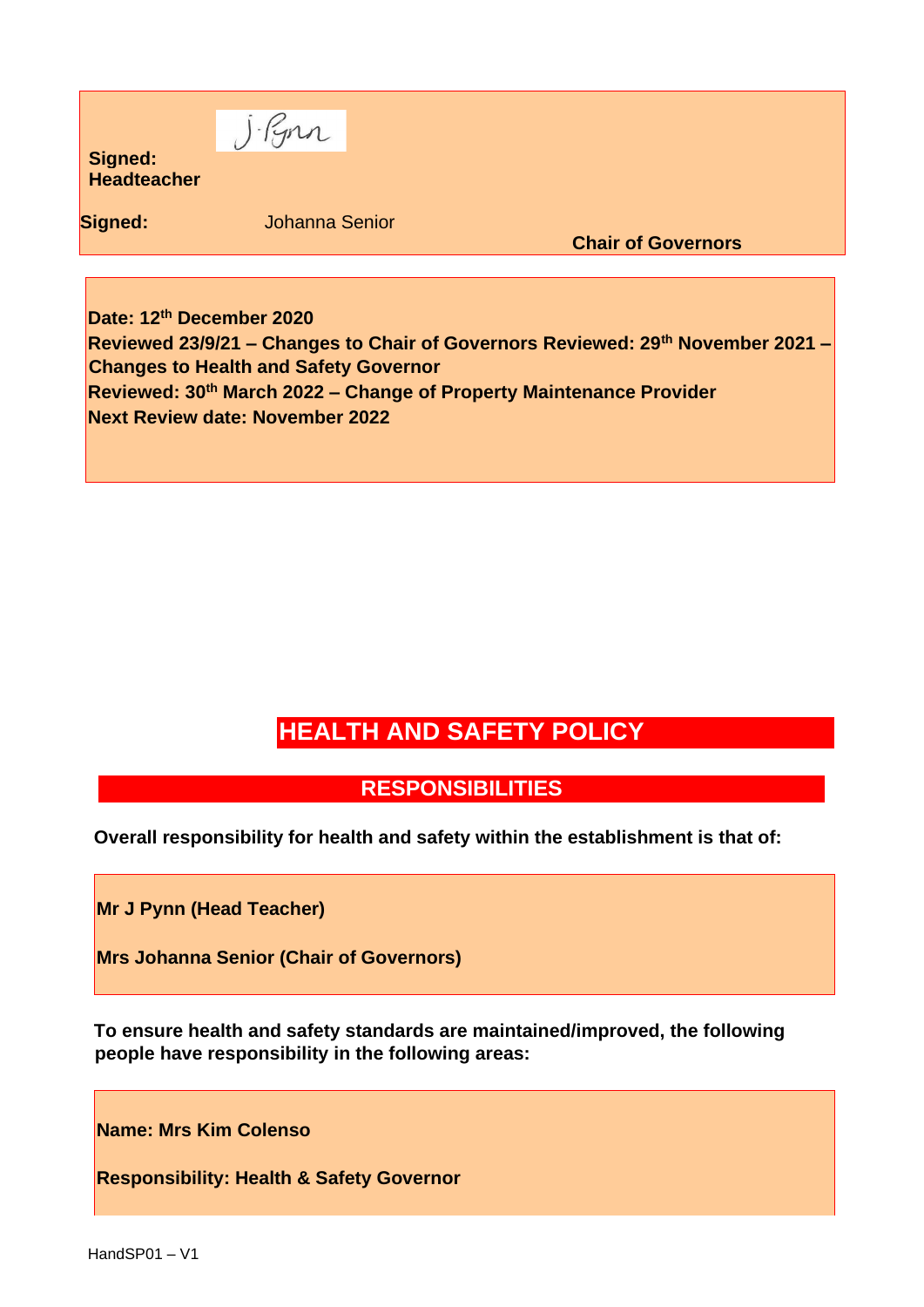**Signed: Headteacher**

**Signed:** Johanna Senior **Chair of Governors**

**Date: 12th December 2020**
**Reviewed 23/9/21 – Changes to Chair of Governors Reviewed: 29th November 2021 – Changes to Health and Safety Governor**
**Reviewed: 30th March 2022 – Change of Property Maintenance Provider**
**Next Review date: November 2022**

# HEALTH AND SAFETY POLICY

## RESPONSIBILITIES

**Overall responsibility for health and safety within the establishment is that of:**

**Mr J Pynn (Head Teacher)**

**Mrs Johanna Senior (Chair of Governors)**

**To ensure health and safety standards are maintained/improved, the following people have responsibility in the following areas:**

**Name: Mrs Kim Colenso**

**Responsibility: Health & Safety Governor**

HandSP01 – V1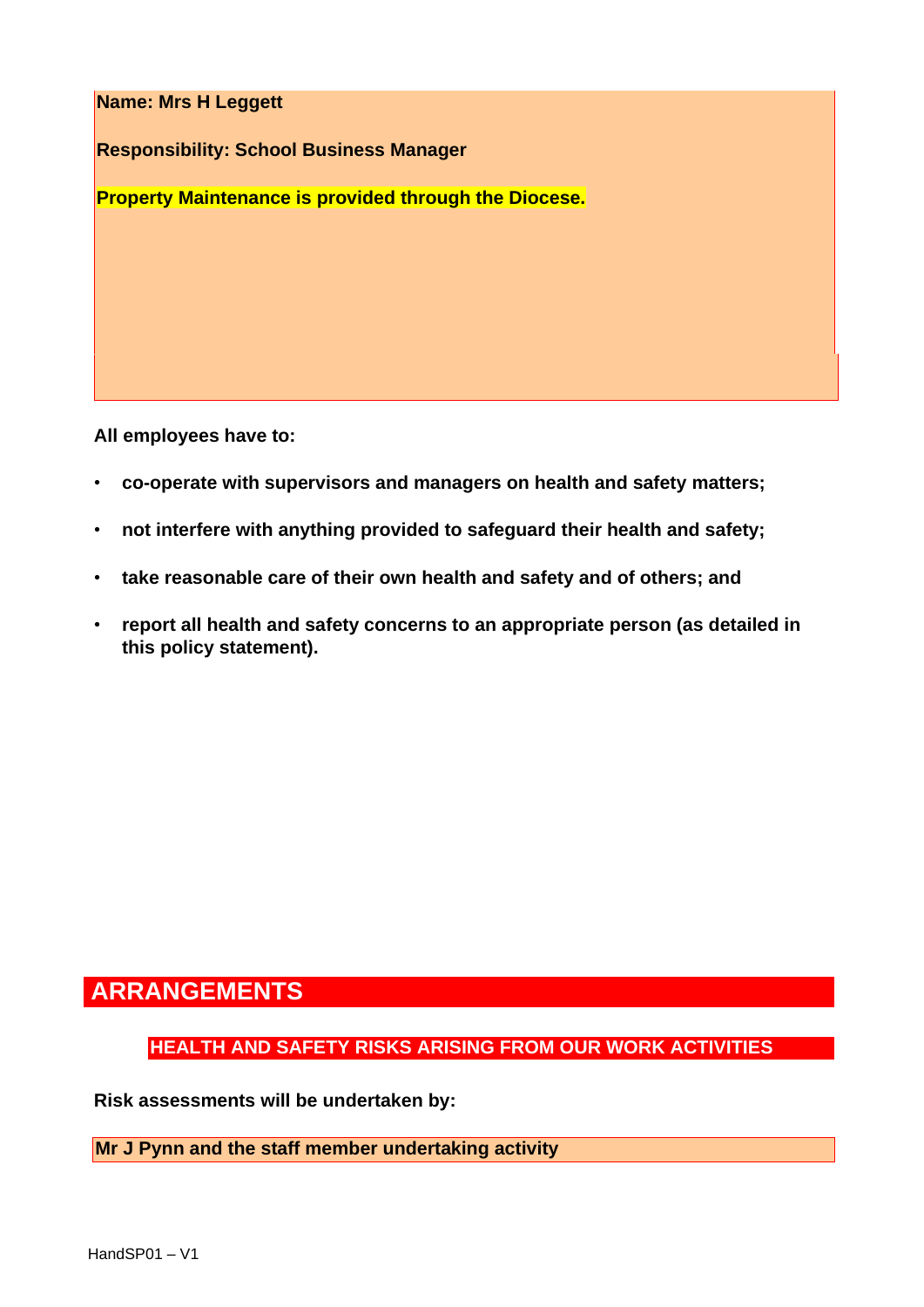**Name: Mrs H Leggett**

**Responsibility: School Business Manager**

**Property Maintenance is provided through the Diocese.**

**All employees have to:**

- **co-operate with supervisors and managers on health and safety matters;**
- **not interfere with anything provided to safeguard their health and safety;**
- **take reasonable care of their own health and safety and of others; and**
- **report all health and safety concerns to an appropriate person (as detailed in this policy statement).**

# ARRANGEMENTS

## HEALTH AND SAFETY RISKS ARISING FROM OUR WORK ACTIVITIES

**Risk assessments will be undertaken by:**

**Mr J Pynn and the staff member undertaking activity**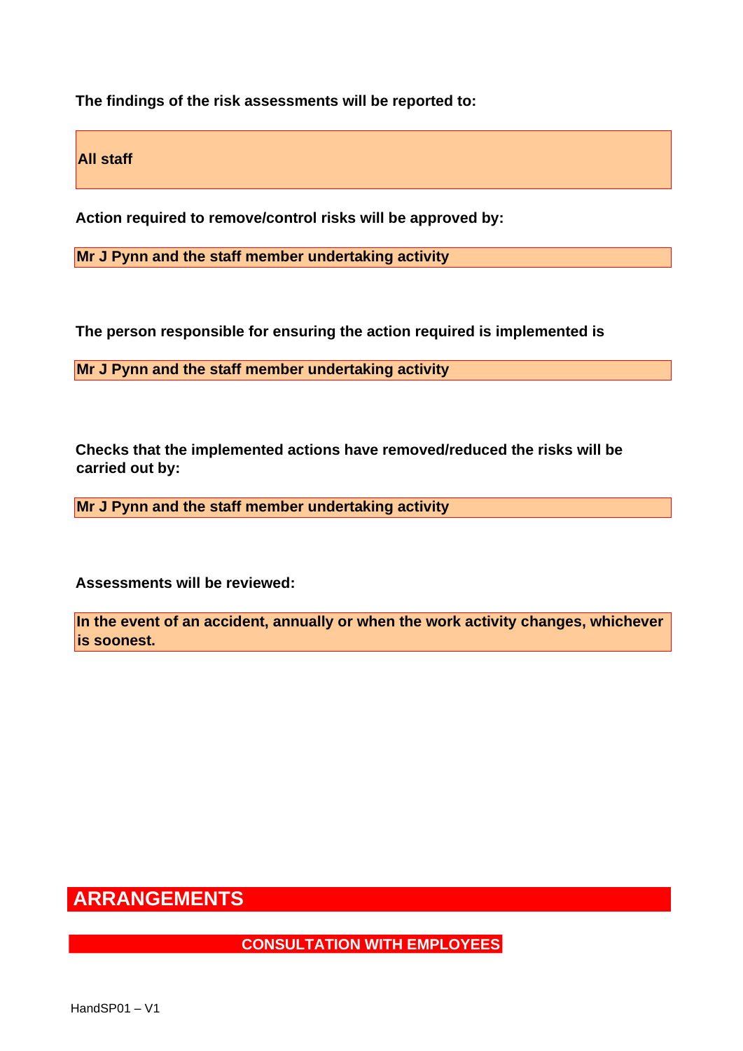**The findings of the risk assessments will be reported to:**

**All staff**

**Action required to remove/control risks will be approved by:**

**Mr J Pynn and the staff member undertaking activity**

**The person responsible for ensuring the action required is implemented is**

**Mr J Pynn and the staff member undertaking activity**

**Checks that the implemented actions have removed/reduced the risks will be carried out by:**

**Mr J Pynn and the staff member undertaking activity**

**Assessments will be reviewed:**

**In the event of an accident, annually or when the work activity changes, whichever is soonest.**

# ARRANGEMENTS

## CONSULTATION WITH EMPLOYEES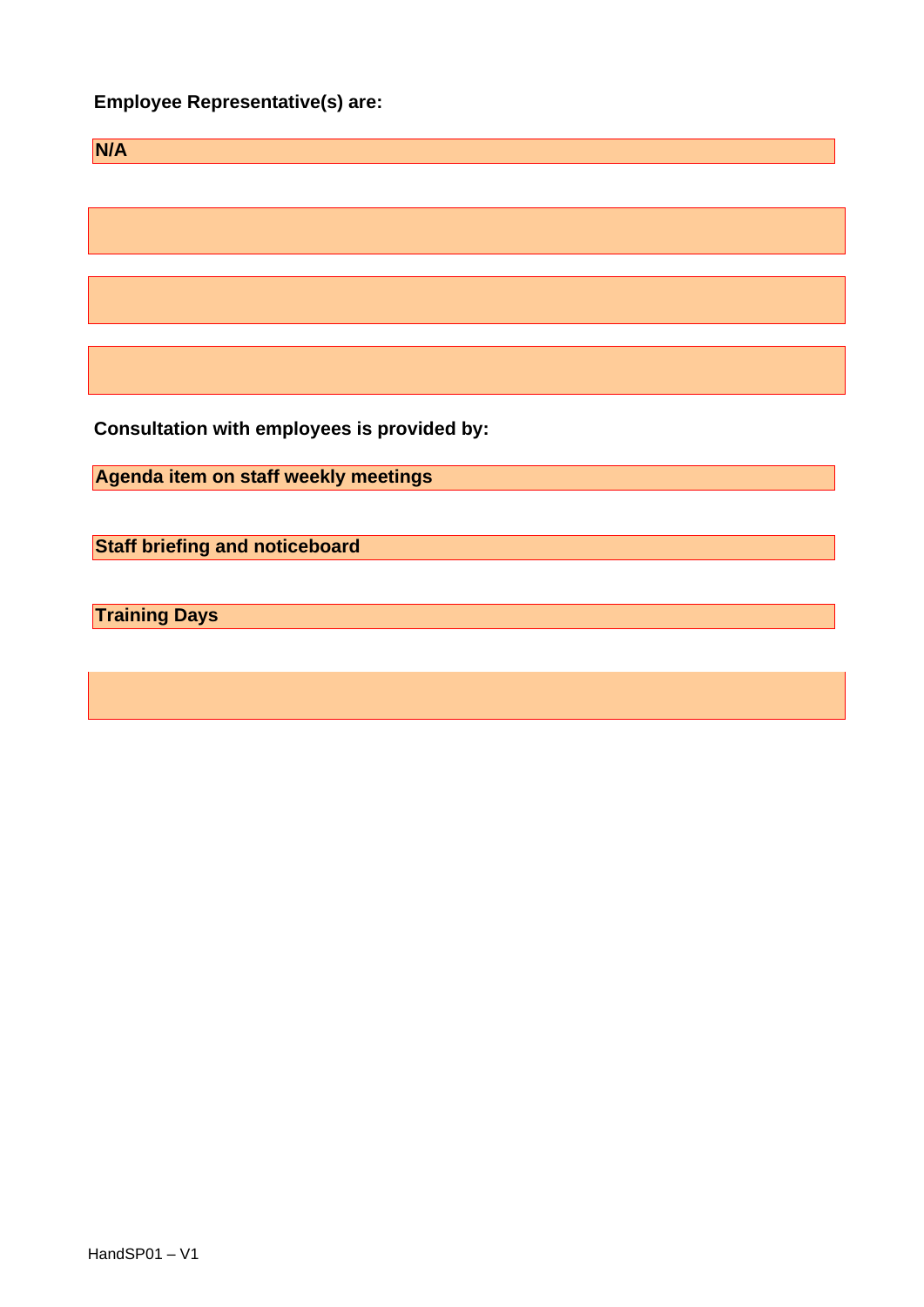**Employee Representative(s) are:**

**N/A**

**Consultation with employees is provided by:**

**Agenda item on staff weekly meetings**

**Staff briefing and noticeboard**

**Training Days**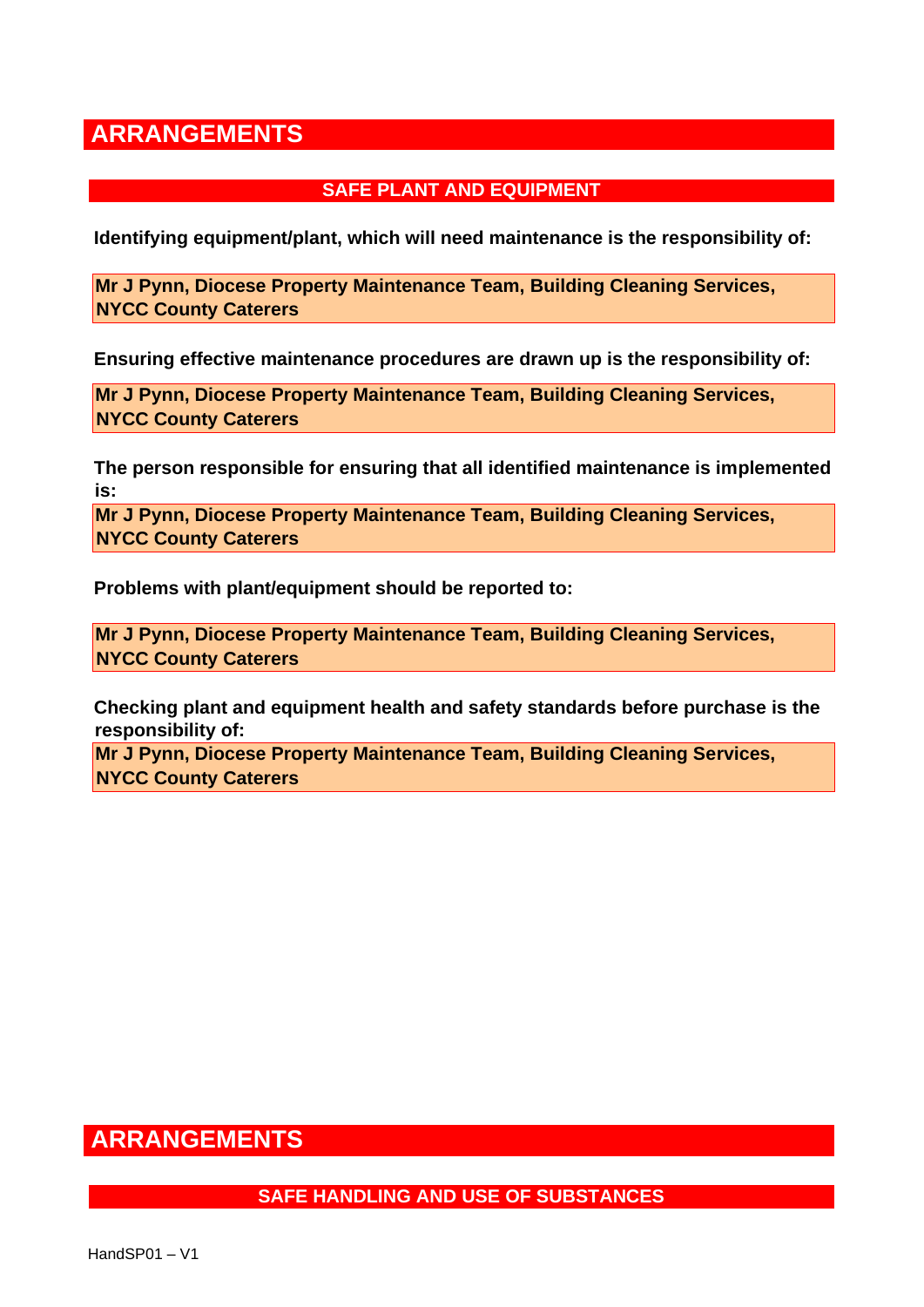# ARRANGEMENTS

## SAFE PLANT AND EQUIPMENT

**Identifying equipment/plant, which will need maintenance is the responsibility of:**

**Mr J Pynn, Diocese Property Maintenance Team, Building Cleaning Services, NYCC County Caterers**

**Ensuring effective maintenance procedures are drawn up is the responsibility of:**

**Mr J Pynn, Diocese Property Maintenance Team, Building Cleaning Services, NYCC County Caterers**

**The person responsible for ensuring that all identified maintenance is implemented is:**

**Mr J Pynn, Diocese Property Maintenance Team, Building Cleaning Services, NYCC County Caterers**

**Problems with plant/equipment should be reported to:**

**Mr J Pynn, Diocese Property Maintenance Team, Building Cleaning Services, NYCC County Caterers**

**Checking plant and equipment health and safety standards before purchase is the responsibility of:**

**Mr J Pynn, Diocese Property Maintenance Team, Building Cleaning Services, NYCC County Caterers**

# ARRANGEMENTS

## SAFE HANDLING AND USE OF SUBSTANCES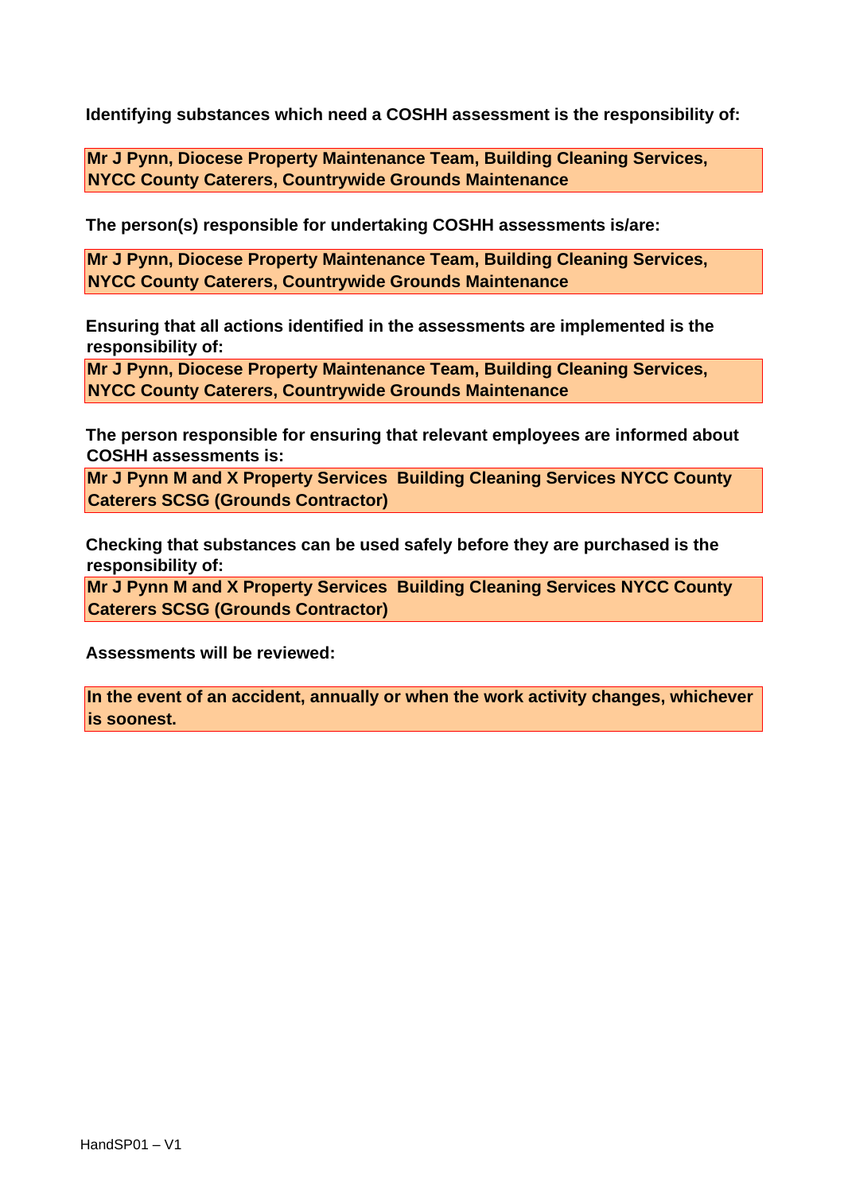**Identifying substances which need a COSHH assessment is the responsibility of:**

**Mr J Pynn, Diocese Property Maintenance Team, Building Cleaning Services, NYCC County Caterers, Countrywide Grounds Maintenance**

**The person(s) responsible for undertaking COSHH assessments is/are:**

**Mr J Pynn, Diocese Property Maintenance Team, Building Cleaning Services, NYCC County Caterers, Countrywide Grounds Maintenance**

**Ensuring that all actions identified in the assessments are implemented is the responsibility of:**

**Mr J Pynn, Diocese Property Maintenance Team, Building Cleaning Services, NYCC County Caterers, Countrywide Grounds Maintenance**

**The person responsible for ensuring that relevant employees are informed about COSHH assessments is:**

**Mr J Pynn M and X Property Services  Building Cleaning Services NYCC County Caterers SCSG (Grounds Contractor)**

**Checking that substances can be used safely before they are purchased is the responsibility of:**

**Mr J Pynn M and X Property Services  Building Cleaning Services NYCC County Caterers SCSG (Grounds Contractor)**

**Assessments will be reviewed:**

**In the event of an accident, annually or when the work activity changes, whichever is soonest.**

HandSP01 – V1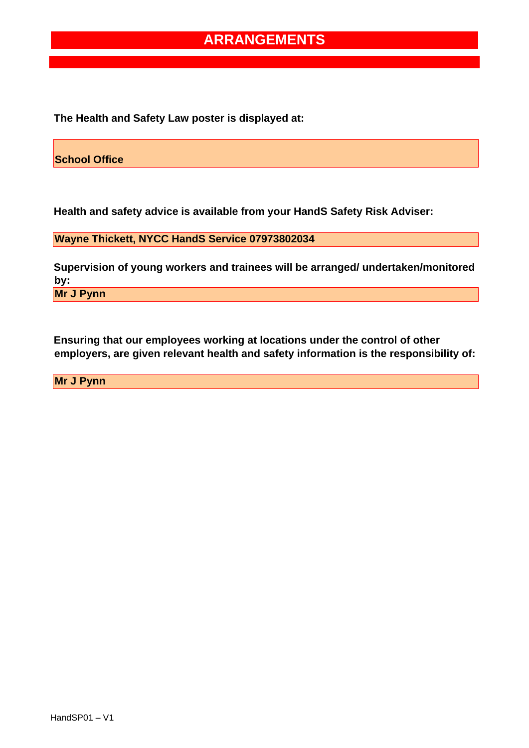# ARRANGEMENTS

**The Health and Safety Law poster is displayed at:**

**School Office**

**Health and safety advice is available from your HandS Safety Risk Adviser:**

**Wayne Thickett, NYCC HandS Service 07973802034**

**Supervision of young workers and trainees will be arranged/ undertaken/monitored by:**

**Mr J Pynn**

**Ensuring that our employees working at locations under the control of other employers, are given relevant health and safety information is the responsibility of:**

**Mr J Pynn**

HandSP01 – V1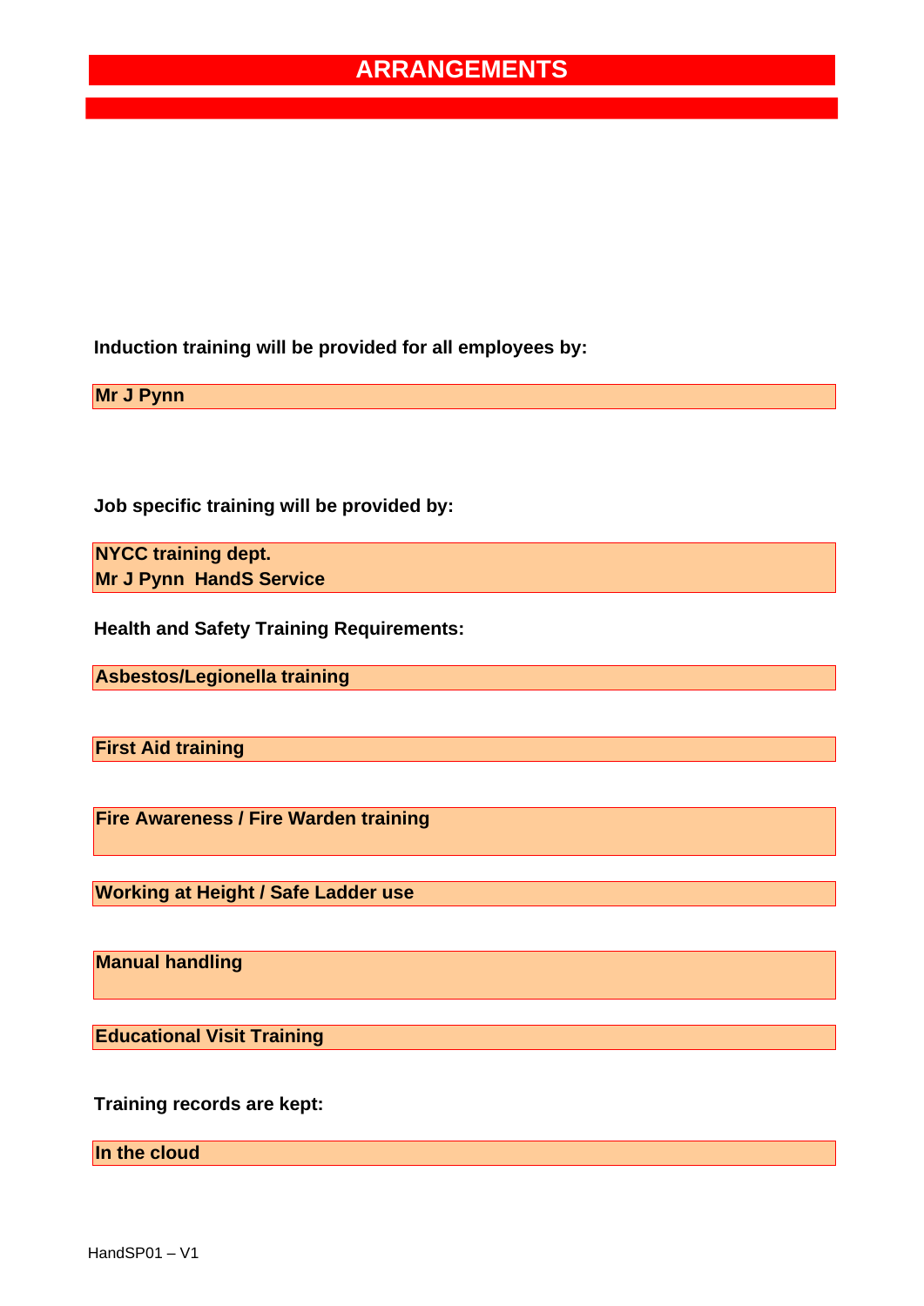# ARRANGEMENTS

**Induction training will be provided for all employees by:**

**Mr J Pynn**

**Job specific training will be provided by:**

**NYCC training dept.**
**Mr J Pynn HandS Service**

**Health and Safety Training Requirements:**

**Asbestos/Legionella training**

**First Aid training**

**Fire Awareness / Fire Warden training**

**Working at Height / Safe Ladder use**

**Manual handling**

**Educational Visit Training**

**Training records are kept:**

**In the cloud**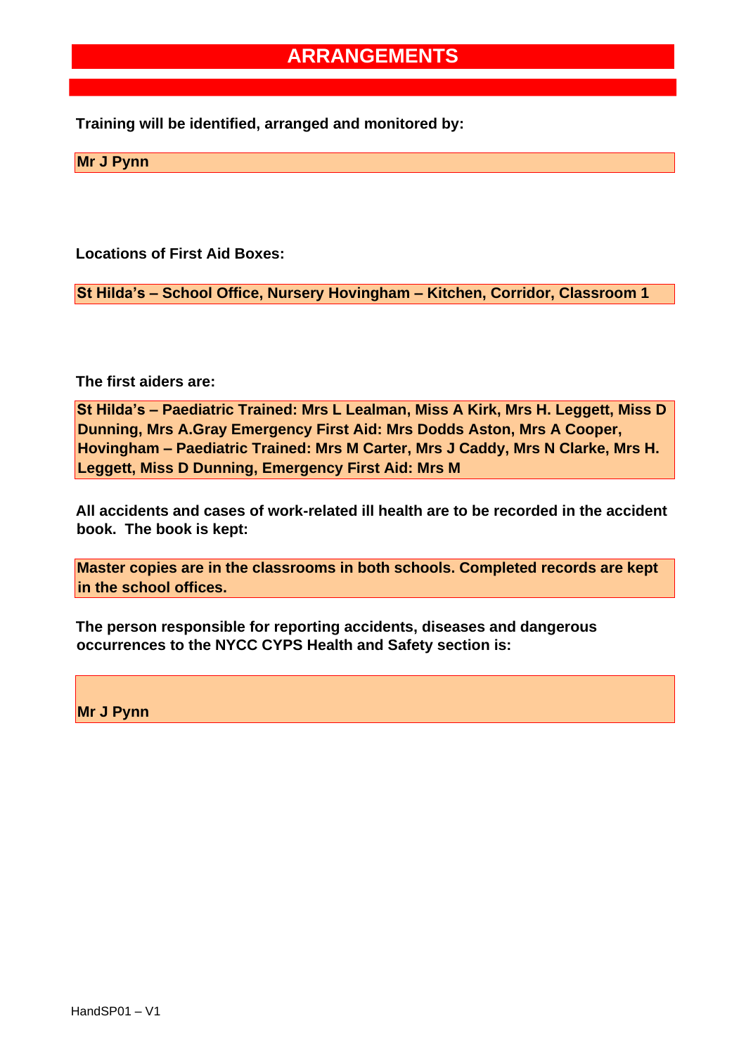# ARRANGEMENTS

**Training will be identified, arranged and monitored by:**

**Mr J Pynn**

**Locations of First Aid Boxes:**

**St Hilda's – School Office, Nursery Hovingham – Kitchen, Corridor, Classroom 1**

**The first aiders are:**

**St Hilda's – Paediatric Trained: Mrs L Lealman, Miss A Kirk, Mrs H. Leggett, Miss D Dunning, Mrs A.Gray Emergency First Aid: Mrs Dodds Aston, Mrs A Cooper, Hovingham – Paediatric Trained: Mrs M Carter, Mrs J Caddy, Mrs N Clarke, Mrs H. Leggett, Miss D Dunning, Emergency First Aid: Mrs M**

**All accidents and cases of work-related ill health are to be recorded in the accident book. The book is kept:**

**Master copies are in the classrooms in both schools. Completed records are kept in the school offices.**

**The person responsible for reporting accidents, diseases and dangerous occurrences to the NYCC CYPS Health and Safety section is:**

**Mr J Pynn**

HandSP01 – V1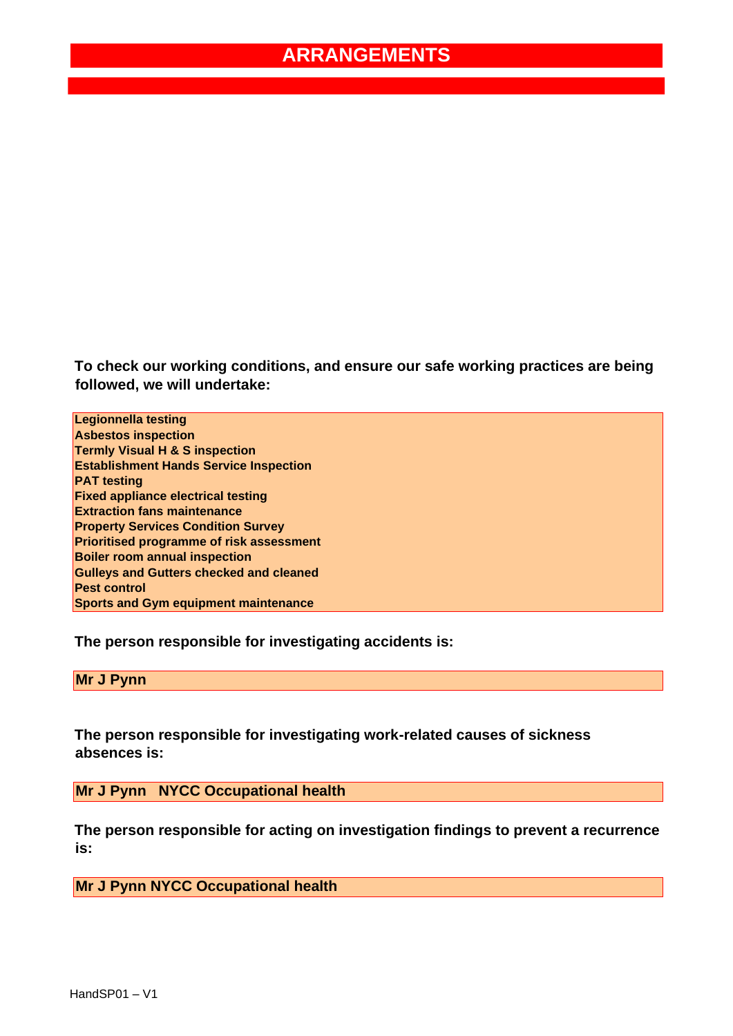# ARRANGEMENTS

**To check our working conditions, and ensure our safe working practices are being followed, we will undertake:**

**Legionnella testing**
**Asbestos inspection**
**Termly Visual H & S inspection**
**Establishment Hands Service Inspection**
**PAT testing**
**Fixed appliance electrical testing**
**Extraction fans maintenance**
**Property Services Condition Survey**
**Prioritised programme of risk assessment**
**Boiler room annual inspection**
**Gulleys and Gutters checked and cleaned**
**Pest control**
**Sports and Gym equipment maintenance**

**The person responsible for investigating accidents is:**

**Mr J Pynn**

**The person responsible for investigating work-related causes of sickness absences is:**

**Mr J Pynn NYCC Occupational health**

**The person responsible for acting on investigation findings to prevent a recurrence is:**

**Mr J Pynn NYCC Occupational health**

HandSP01 – V1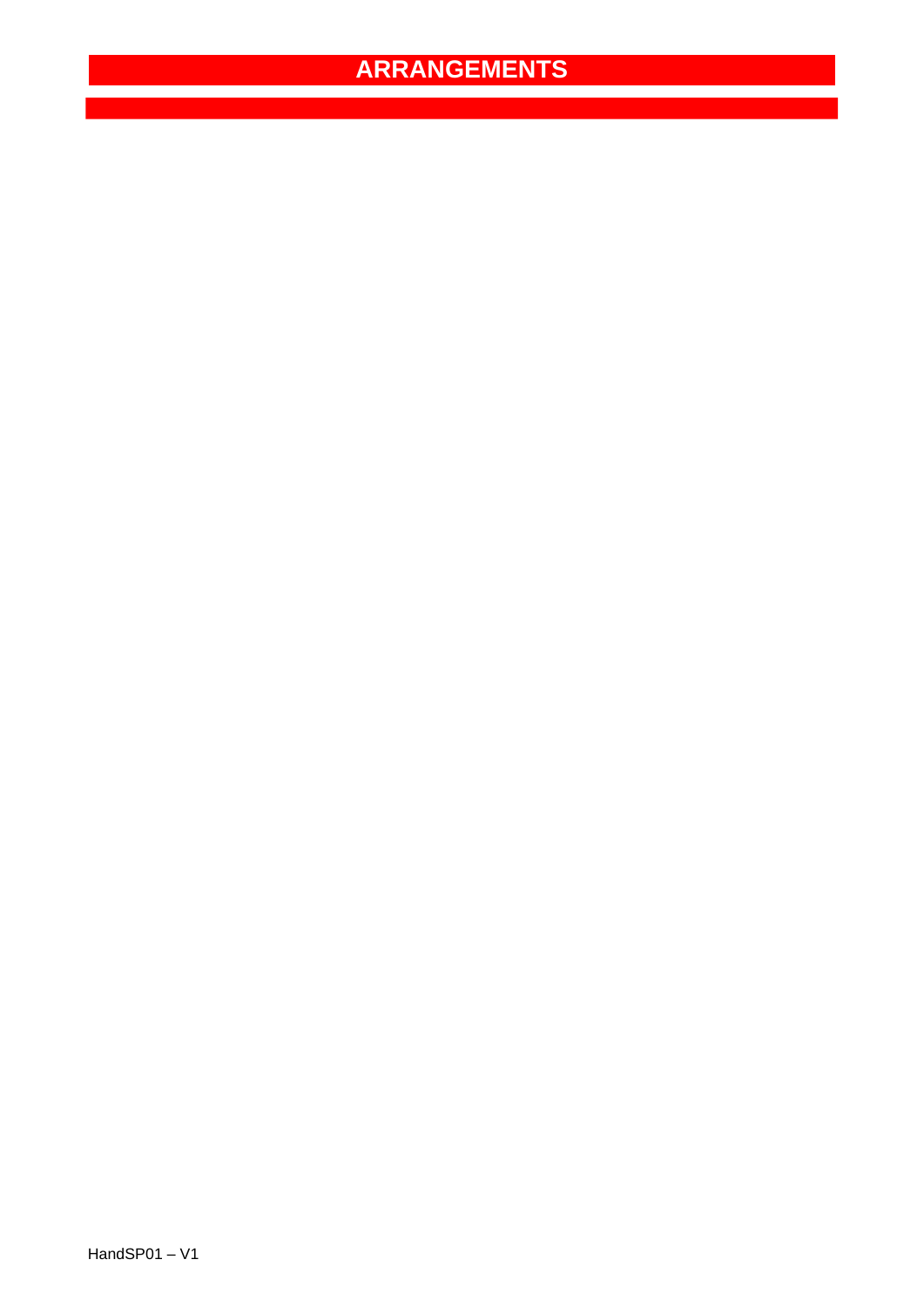# ARRANGEMENTS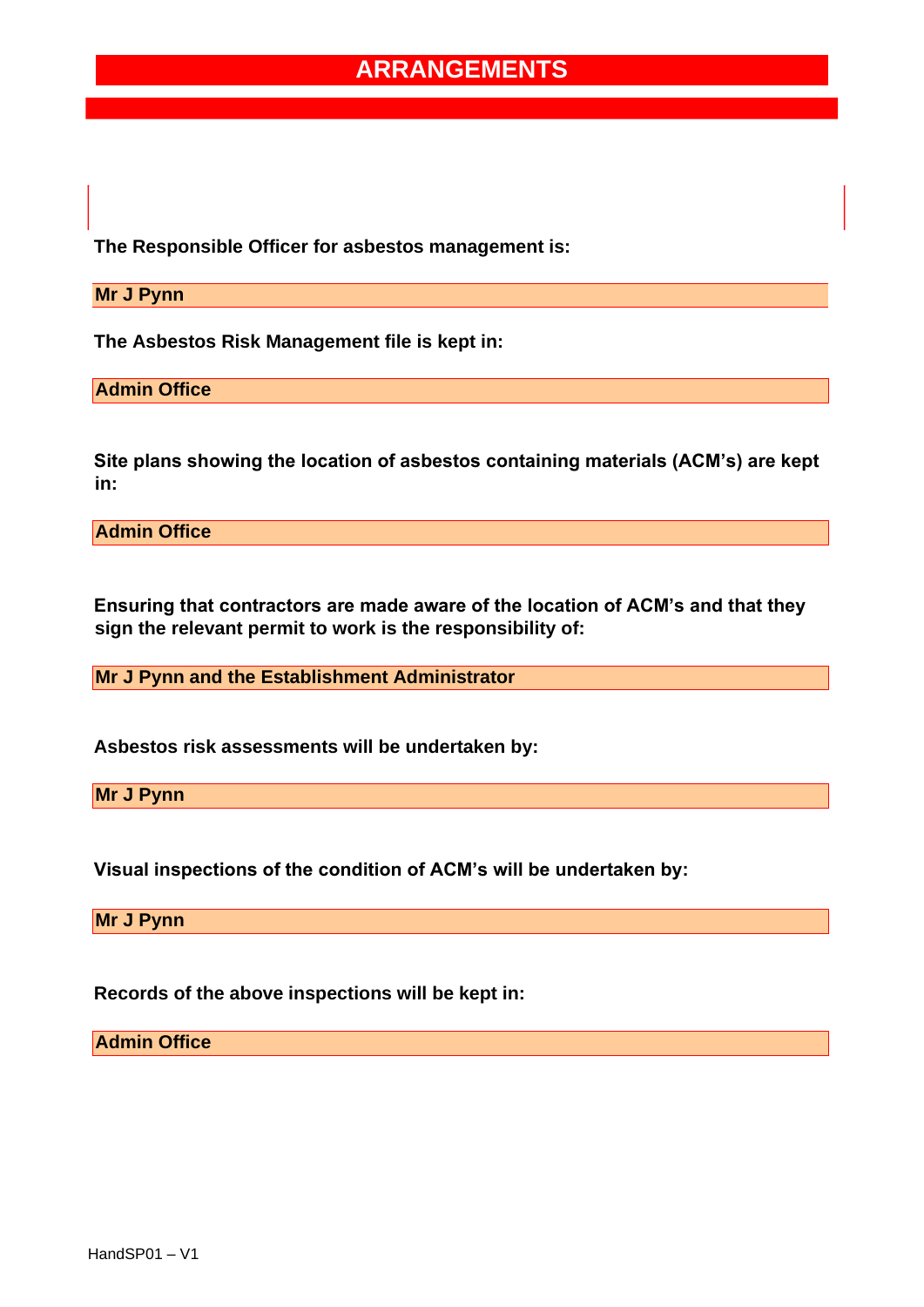# ARRANGEMENTS

**The Responsible Officer for asbestos management is:**

**Mr J Pynn**

**The Asbestos Risk Management file is kept in:**

**Admin Office**

**Site plans showing the location of asbestos containing materials (ACM's) are kept in:**

**Admin Office**

**Ensuring that contractors are made aware of the location of ACM's and that they sign the relevant permit to work is the responsibility of:**

**Mr J Pynn and the Establishment Administrator**

**Asbestos risk assessments will be undertaken by:**

**Mr J Pynn**

**Visual inspections of the condition of ACM's will be undertaken by:**

**Mr J Pynn**

**Records of the above inspections will be kept in:**

**Admin Office**

HandSP01 – V1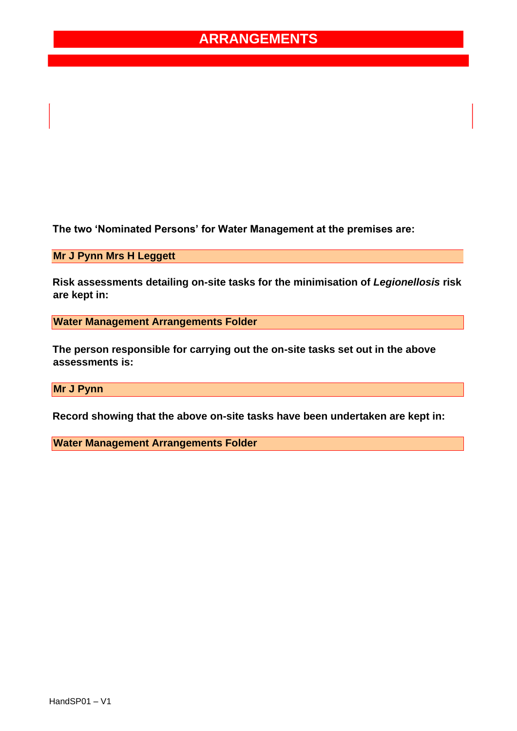# ARRANGEMENTS

**The two 'Nominated Persons' for Water Management at the premises are:**

**Mr J Pynn Mrs H Leggett**

**Risk assessments detailing on-site tasks for the minimisation of *Legionellosis* risk are kept in:**

**Water Management Arrangements Folder**

**The person responsible for carrying out the on-site tasks set out in the above assessments is:**

**Mr J Pynn**

**Record showing that the above on-site tasks have been undertaken are kept in:**

**Water Management Arrangements Folder**

HandSP01 – V1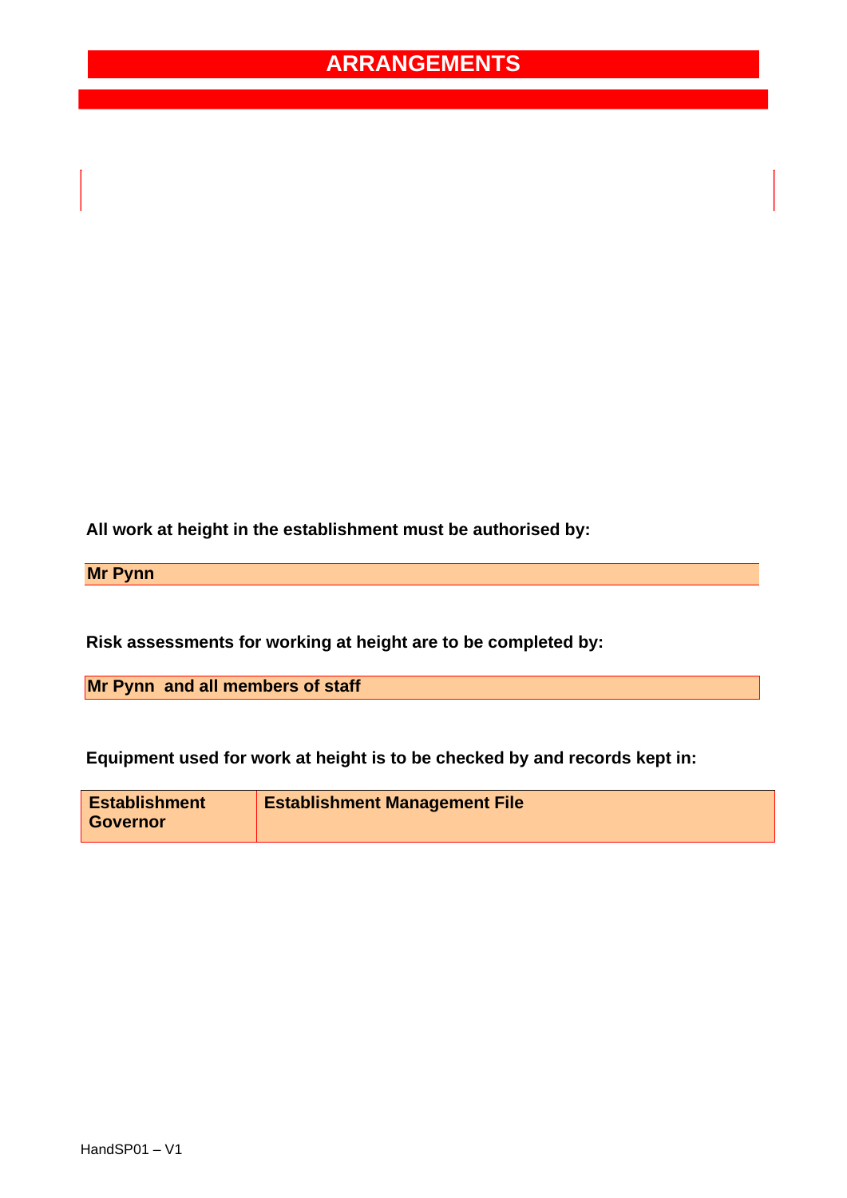# ARRANGEMENTS

**All work at height in the establishment must be authorised by:**

**Mr Pynn**

**Risk assessments for working at height are to be completed by:**

**Mr Pynn and all members of staff**

**Equipment used for work at height is to be checked by and records kept in:**

| **Establishment Governor** | **Establishment Management File** |
|---|---|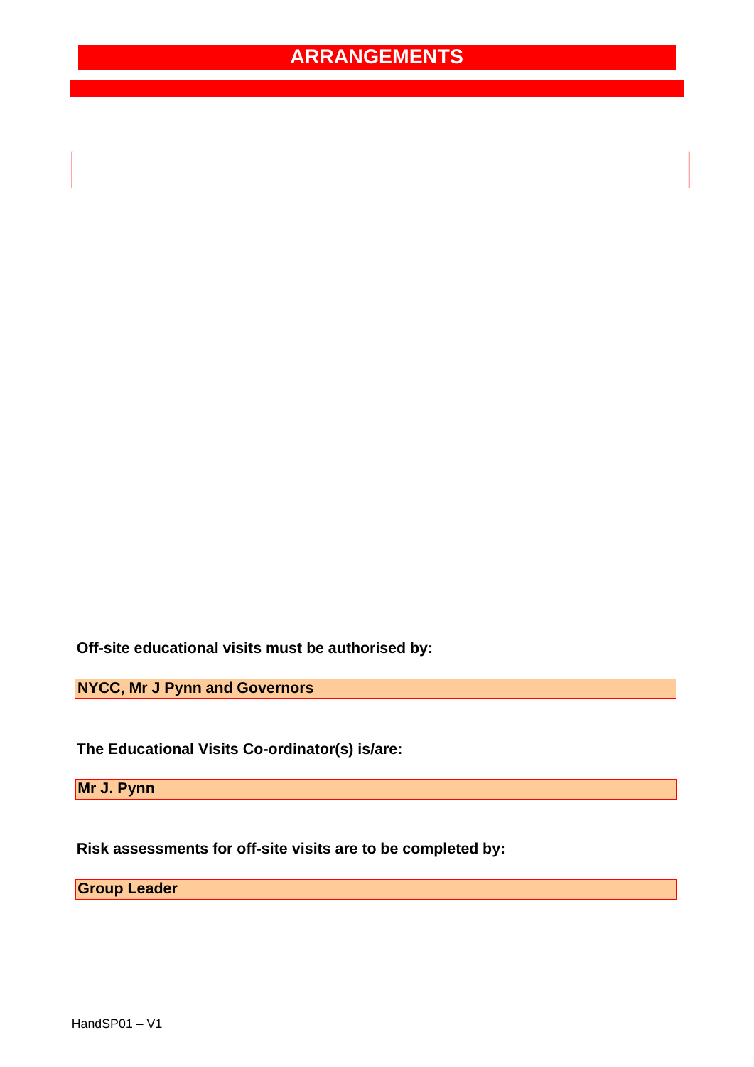# ARRANGEMENTS

**Off-site educational visits must be authorised by:**

**NYCC, Mr J Pynn and Governors**

**The Educational Visits Co-ordinator(s) is/are:**

**Mr J. Pynn**

**Risk assessments for off-site visits are to be completed by:**

**Group Leader**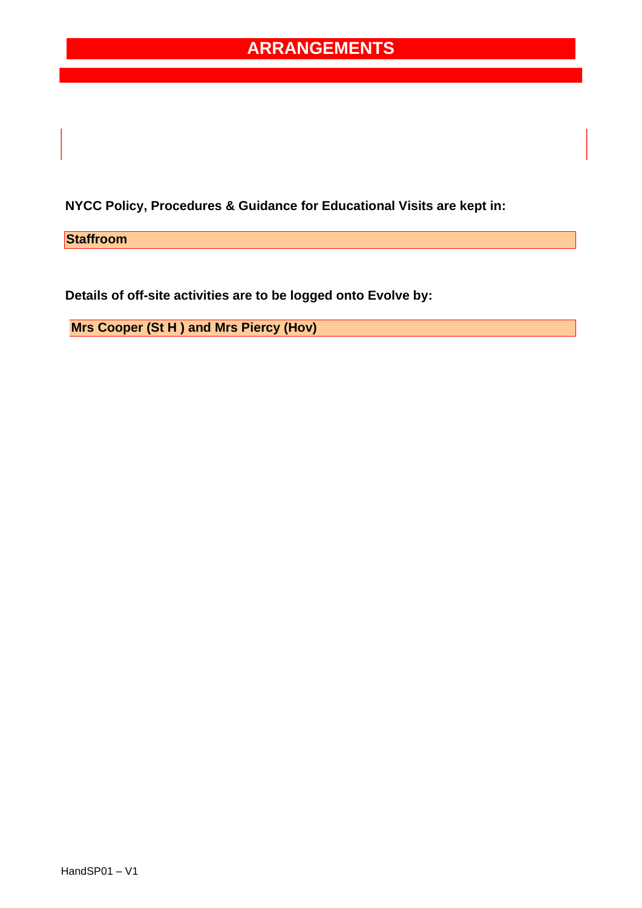# ARRANGEMENTS

**NYCC Policy, Procedures & Guidance for Educational Visits are kept in:**

**Staffroom**

**Details of off-site activities are to be logged onto Evolve by:**

**Mrs Cooper (St H ) and Mrs Piercy (Hov)**

HandSP01 – V1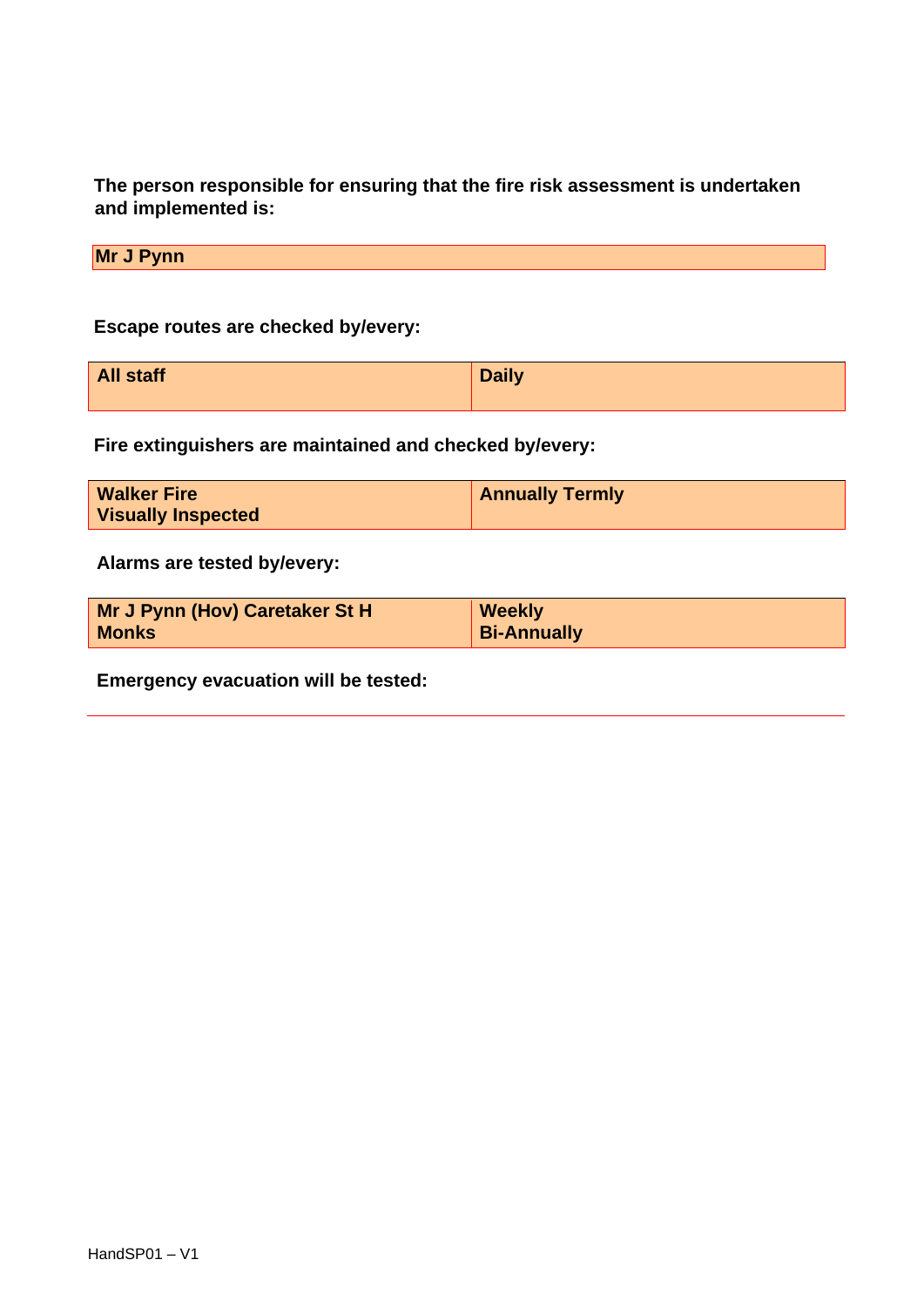**The person responsible for ensuring that the fire risk assessment is undertaken and implemented is:**

| **Mr J Pynn** |
|---|

**Escape routes are checked by/every:**

| **All staff** | **Daily** |
|---|---|

**Fire extinguishers are maintained and checked by/every:**

| **Walker Fire**<br>**Visually Inspected** | **Annually Termly** |
|---|---|

**Alarms are tested by/every:**

| **Mr J Pynn (Hov) Caretaker St H**<br>**Monks** | **Weekly**<br>**Bi-Annually** |
|---|---|

**Emergency evacuation will be tested:**

---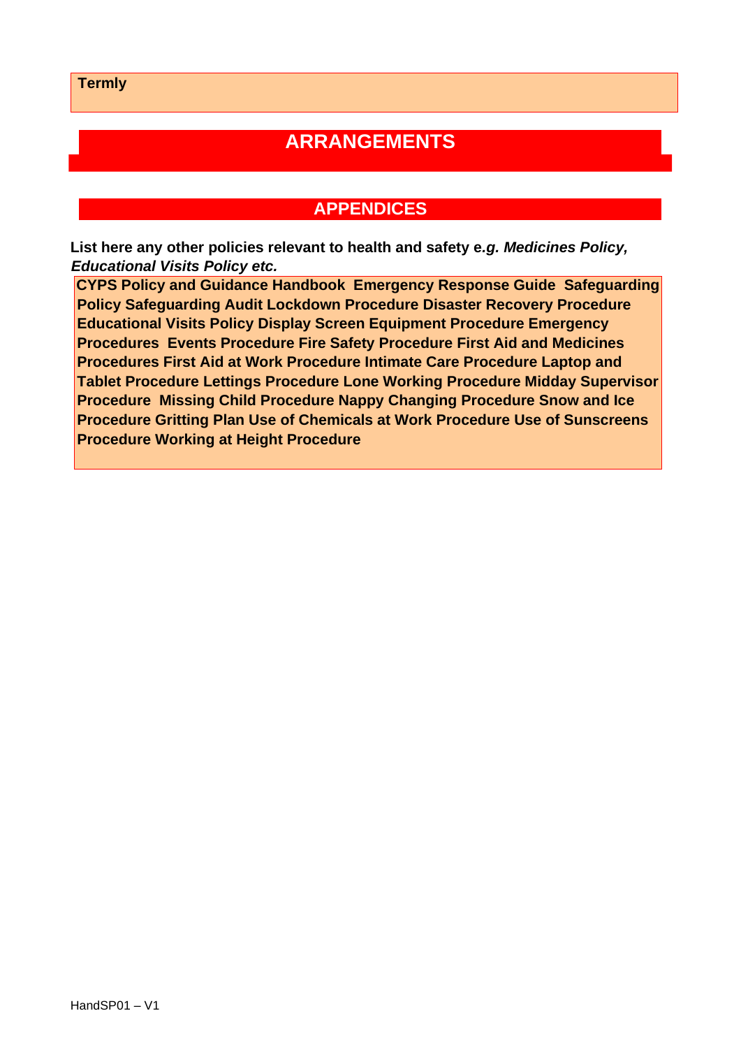**Termly**

## ARRANGEMENTS

## APPENDICES

**List here any other policies relevant to health and safety e.*g. Medicines Policy, Educational Visits Policy etc.***

**CYPS Policy and Guidance Handbook Emergency Response Guide Safeguarding Policy Safeguarding Audit Lockdown Procedure Disaster Recovery Procedure Educational Visits Policy Display Screen Equipment Procedure Emergency Procedures Events Procedure Fire Safety Procedure First Aid and Medicines Procedures First Aid at Work Procedure Intimate Care Procedure Laptop and Tablet Procedure Lettings Procedure Lone Working Procedure Midday Supervisor Procedure Missing Child Procedure Nappy Changing Procedure Snow and Ice Procedure Gritting Plan Use of Chemicals at Work Procedure Use of Sunscreens Procedure Working at Height Procedure**